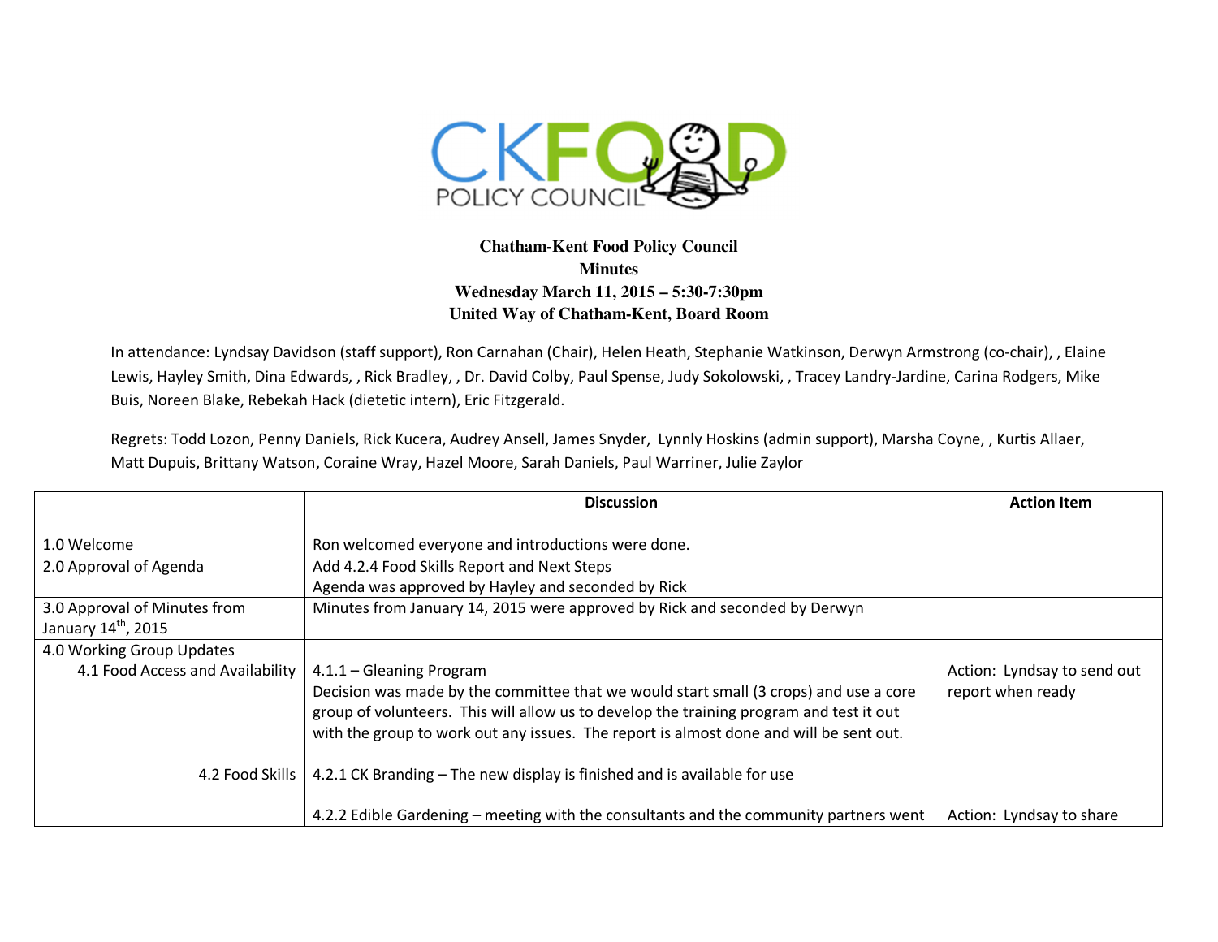CKFOOD POLICY COUNCIL

**Chatham-Kent Food Policy Council**
**Minutes**
**Wednesday March 11, 2015 – 5:30-7:30pm**
**United Way of Chatham-Kent, Board Room**

In attendance: Lyndsay Davidson (staff support), Ron Carnahan (Chair), Helen Heath, Stephanie Watkinson, Derwyn Armstrong (co-chair), , Elaine Lewis, Hayley Smith, Dina Edwards, , Rick Bradley, , Dr. David Colby, Paul Spense, Judy Sokolowski, , Tracey Landry-Jardine, Carina Rodgers, Mike Buis, Noreen Blake, Rebekah Hack (dietetic intern), Eric Fitzgerald.

Regrets: Todd Lozon, Penny Daniels, Rick Kucera, Audrey Ansell, James Snyder, Lynnly Hoskins (admin support), Marsha Coyne, , Kurtis Allaer, Matt Dupuis, Brittany Watson, Coraine Wray, Hazel Moore, Sarah Daniels, Paul Warriner, Julie Zaylor

| | Discussion | Action Item |
|---|---|---|
| 1.0 Welcome | Ron welcomed everyone and introductions were done. | |
| 2.0 Approval of Agenda | Add 4.2.4 Food Skills Report and Next Steps<br>Agenda was approved by Hayley and seconded by Rick | |
| 3.0 Approval of Minutes from January 14th, 2015 | Minutes from January 14, 2015 were approved by Rick and seconded by Derwyn | |
| 4.0 Working Group Updates<br>4.1 Food Access and Availability | 4.1.1 – Gleaning Program<br>Decision was made by the committee that we would start small (3 crops) and use a core group of volunteers. This will allow us to develop the training program and test it out with the group to work out any issues. The report is almost done and will be sent out. | Action: Lyndsay to send out report when ready |
| 4.2 Food Skills | 4.2.1 CK Branding – The new display is finished and is available for use<br><br>4.2.2 Edible Gardening – meeting with the consultants and the community partners went | Action: Lyndsay to share |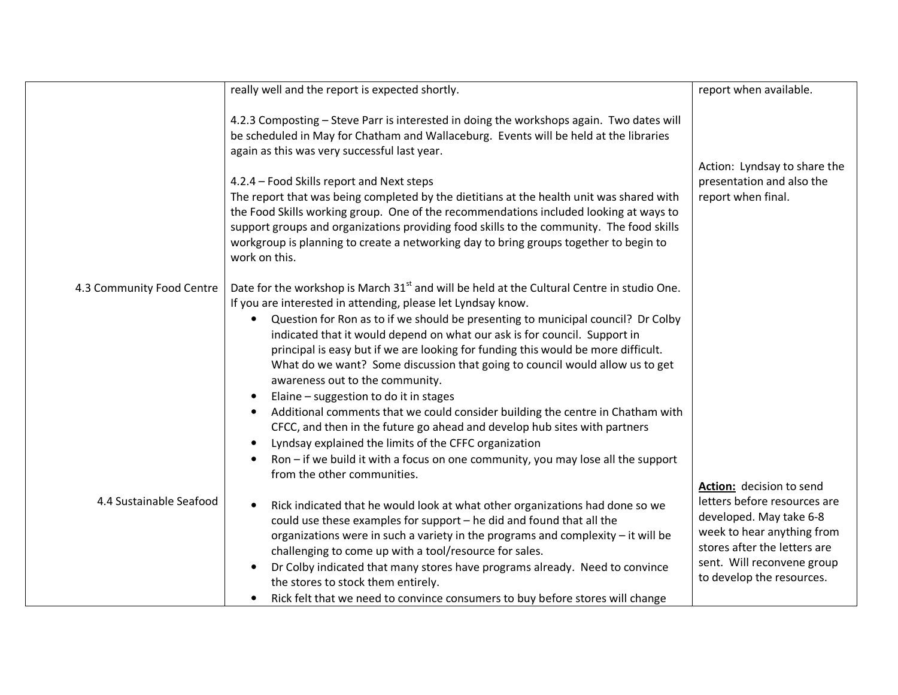| | | |
|---|---|---|
| | really well and the report is expected shortly.<br><br>4.2.3 Composting – Steve Parr is interested in doing the workshops again. Two dates will be scheduled in May for Chatham and Wallaceburg. Events will be held at the libraries again as this was very successful last year.<br><br>4.2.4 – Food Skills report and Next steps<br>The report that was being completed by the dietitians at the health unit was shared with the Food Skills working group. One of the recommendations included looking at ways to support groups and organizations providing food skills to the community. The food skills workgroup is planning to create a networking day to bring groups together to begin to work on this. | report when available.<br><br>Action: Lyndsay to share the presentation and also the report when final. |
| 4.3 Community Food Centre | Date for the workshop is March 31st and will be held at the Cultural Centre in studio One. If you are interested in attending, please let Lyndsay know.<br>• Question for Ron as to if we should be presenting to municipal council? Dr Colby indicated that it would depend on what our ask is for council. Support in principal is easy but if we are looking for funding this would be more difficult. What do we want? Some discussion that going to council would allow us to get awareness out to the community.<br>• Elaine – suggestion to do it in stages<br>• Additional comments that we could consider building the centre in Chatham with CFCC, and then in the future go ahead and develop hub sites with partners<br>• Lyndsay explained the limits of the CFFC organization<br>• Ron – if we build it with a focus on one community, you may lose all the support from the other communities. | |
| 4.4 Sustainable Seafood | • Rick indicated that he would look at what other organizations had done so we could use these examples for support – he did and found that all the organizations were in such a variety in the programs and complexity – it will be challenging to come up with a tool/resource for sales.<br>• Dr Colby indicated that many stores have programs already. Need to convince the stores to stock them entirely.<br>• Rick felt that we need to convince consumers to buy before stores will change | **Action:** decision to send letters before resources are developed. May take 6-8 week to hear anything from stores after the letters are sent. Will reconvene group to develop the resources. |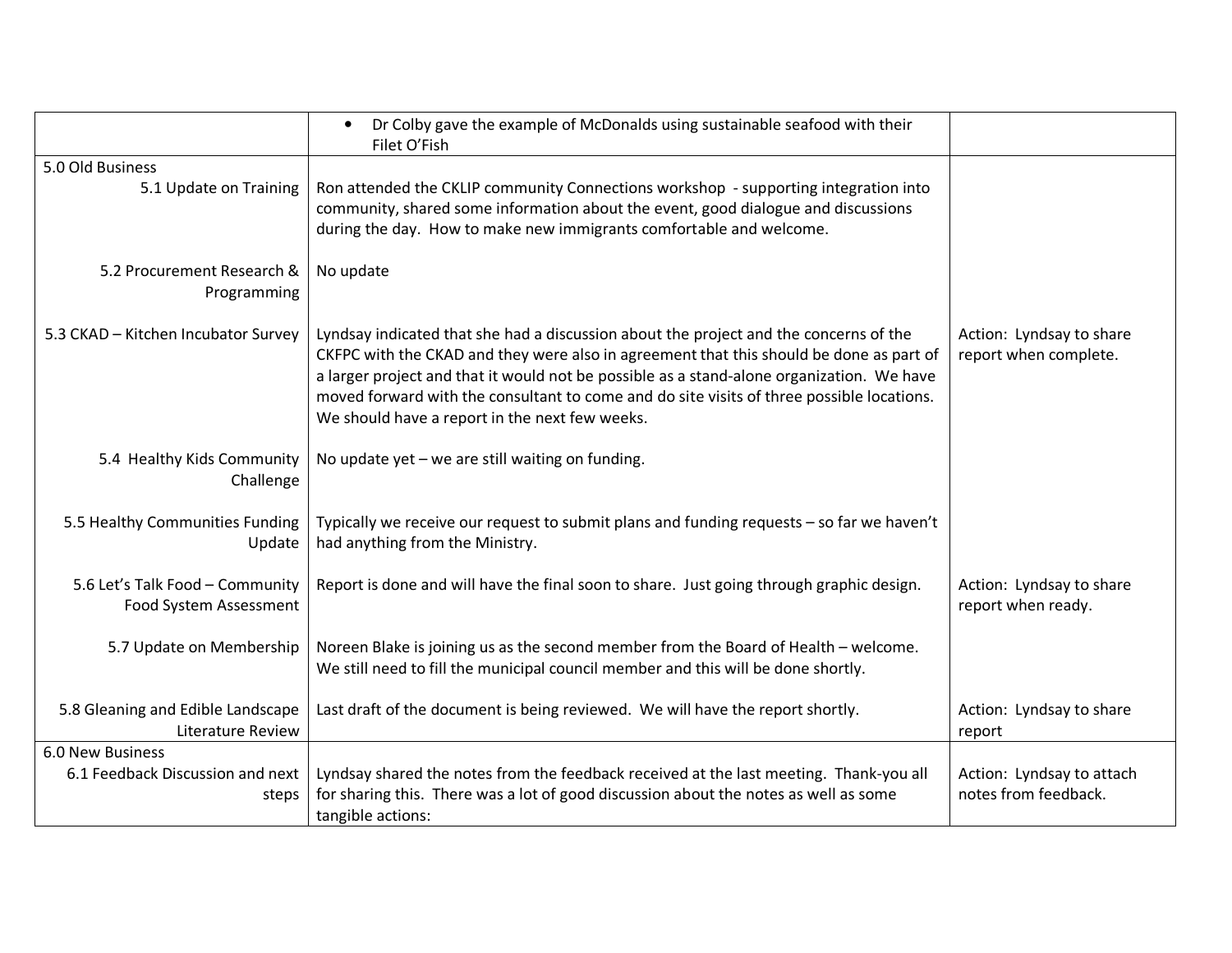| | | |
|---|---|---|
| | • Dr Colby gave the example of McDonalds using sustainable seafood with their Filet O'Fish | |
| 5.0 Old Business<br>5.1 Update on Training | Ron attended the CKLIP community Connections workshop - supporting integration into community, shared some information about the event, good dialogue and discussions during the day. How to make new immigrants comfortable and welcome. | |
| 5.2 Procurement Research & Programming | No update | |
| 5.3 CKAD – Kitchen Incubator Survey | Lyndsay indicated that she had a discussion about the project and the concerns of the CKFPC with the CKAD and they were also in agreement that this should be done as part of a larger project and that it would not be possible as a stand-alone organization. We have moved forward with the consultant to come and do site visits of three possible locations. We should have a report in the next few weeks. | Action: Lyndsay to share report when complete. |
| 5.4 Healthy Kids Community Challenge | No update yet – we are still waiting on funding. | |
| 5.5 Healthy Communities Funding Update | Typically we receive our request to submit plans and funding requests – so far we haven't had anything from the Ministry. | |
| 5.6 Let's Talk Food – Community Food System Assessment | Report is done and will have the final soon to share. Just going through graphic design. | Action: Lyndsay to share report when ready. |
| 5.7 Update on Membership | Noreen Blake is joining us as the second member from the Board of Health – welcome. We still need to fill the municipal council member and this will be done shortly. | |
| 5.8 Gleaning and Edible Landscape Literature Review | Last draft of the document is being reviewed. We will have the report shortly. | Action: Lyndsay to share report |
| 6.0 New Business<br>6.1 Feedback Discussion and next steps | Lyndsay shared the notes from the feedback received at the last meeting. Thank-you all for sharing this. There was a lot of good discussion about the notes as well as some tangible actions: | Action: Lyndsay to attach notes from feedback. |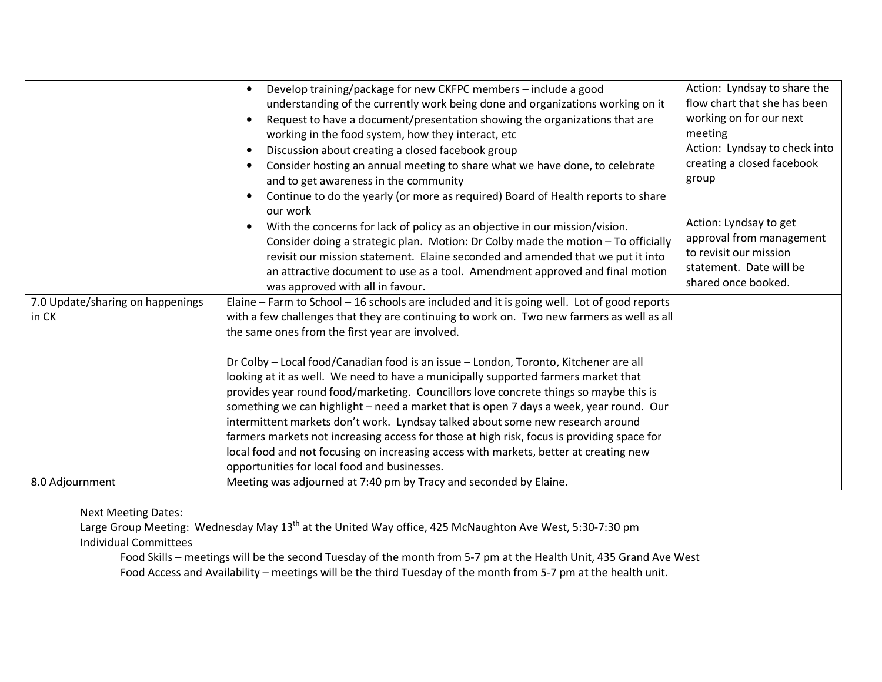| | | |
|---|---|---|
| | • Develop training/package for new CKFPC members – include a good understanding of the currently work being done and organizations working on it<br>• Request to have a document/presentation showing the organizations that are working in the food system, how they interact, etc<br>• Discussion about creating a closed facebook group<br>• Consider hosting an annual meeting to share what we have done, to celebrate and to get awareness in the community<br>• Continue to do the yearly (or more as required) Board of Health reports to share our work<br>• With the concerns for lack of policy as an objective in our mission/vision. Consider doing a strategic plan. Motion: Dr Colby made the motion – To officially revisit our mission statement. Elaine seconded and amended that we put it into an attractive document to use as a tool. Amendment approved and final motion was approved with all in favour. | Action: Lyndsay to share the flow chart that she has been working on for our next meeting<br>Action: Lyndsay to check into creating a closed facebook group<br><br>Action: Lyndsay to get approval from management to revisit our mission statement. Date will be shared once booked. |
| 7.0 Update/sharing on happenings in CK | Elaine – Farm to School – 16 schools are included and it is going well. Lot of good reports with a few challenges that they are continuing to work on. Two new farmers as well as all the same ones from the first year are involved.<br><br>Dr Colby – Local food/Canadian food is an issue – London, Toronto, Kitchener are all looking at it as well. We need to have a municipally supported farmers market that provides year round food/marketing. Councillors love concrete things so maybe this is something we can highlight – need a market that is open 7 days a week, year round. Our intermittent markets don't work. Lyndsay talked about some new research around farmers markets not increasing access for those at high risk, focus is providing space for local food and not focusing on increasing access with markets, better at creating new opportunities for local food and businesses. | |
| 8.0 Adjournment | Meeting was adjourned at 7:40 pm by Tracy and seconded by Elaine. | |

Next Meeting Dates:
Large Group Meeting: Wednesday May 13th at the United Way office, 425 McNaughton Ave West, 5:30-7:30 pm
Individual Committees

Food Skills – meetings will be the second Tuesday of the month from 5-7 pm at the Health Unit, 435 Grand Ave West
Food Access and Availability – meetings will be the third Tuesday of the month from 5-7 pm at the health unit.